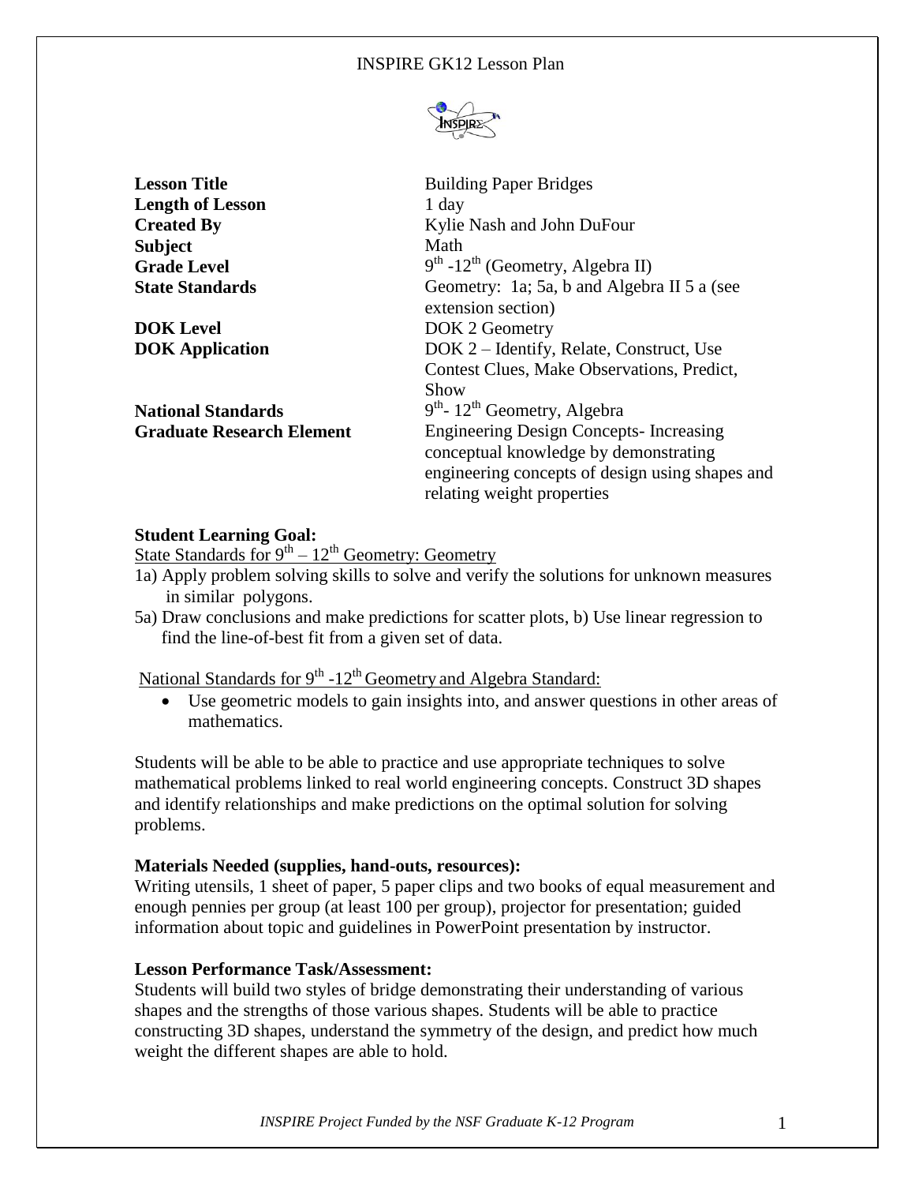# INSPIRE GK12 Lesson Plan

| | |
|---|---|
| **Lesson Title** | Building Paper Bridges |
| **Length of Lesson** | 1 day |
| **Created By** | Kylie Nash and John DuFour |
| **Subject** | Math |
| **Grade Level** | $9^{th}$ -$12^{th}$ (Geometry, Algebra II) |
| **State Standards** | Geometry: 1a; 5a, b and Algebra II 5 a (see extension section) |
| **DOK Level** | DOK 2 Geometry |
| **DOK Application** | DOK 2 – Identify, Relate, Construct, Use Contest Clues, Make Observations, Predict, Show |
| **National Standards** | $9^{th}$- $12^{th}$ Geometry, Algebra |
| **Graduate Research Element** | Engineering Design Concepts- Increasing conceptual knowledge by demonstrating engineering concepts of design using shapes and relating weight properties |

**Student Learning Goal:**

State Standards for $9^{th}$ – $12^{th}$ Geometry: Geometry

1a) Apply problem solving skills to solve and verify the solutions for unknown measures in similar polygons.

5a) Draw conclusions and make predictions for scatter plots, b) Use linear regression to find the line-of-best fit from a given set of data.

National Standards for $9^{th}$ -$12^{th}$ Geometry and Algebra Standard:

- Use geometric models to gain insights into, and answer questions in other areas of mathematics.

Students will be able to be able to practice and use appropriate techniques to solve mathematical problems linked to real world engineering concepts. Construct 3D shapes and identify relationships and make predictions on the optimal solution for solving problems.

**Materials Needed (supplies, hand-outs, resources):**

Writing utensils, 1 sheet of paper, 5 paper clips and two books of equal measurement and enough pennies per group (at least 100 per group), projector for presentation; guided information about topic and guidelines in PowerPoint presentation by instructor.

**Lesson Performance Task/Assessment:**

Students will build two styles of bridge demonstrating their understanding of various shapes and the strengths of those various shapes. Students will be able to practice constructing 3D shapes, understand the symmetry of the design, and predict how much weight the different shapes are able to hold.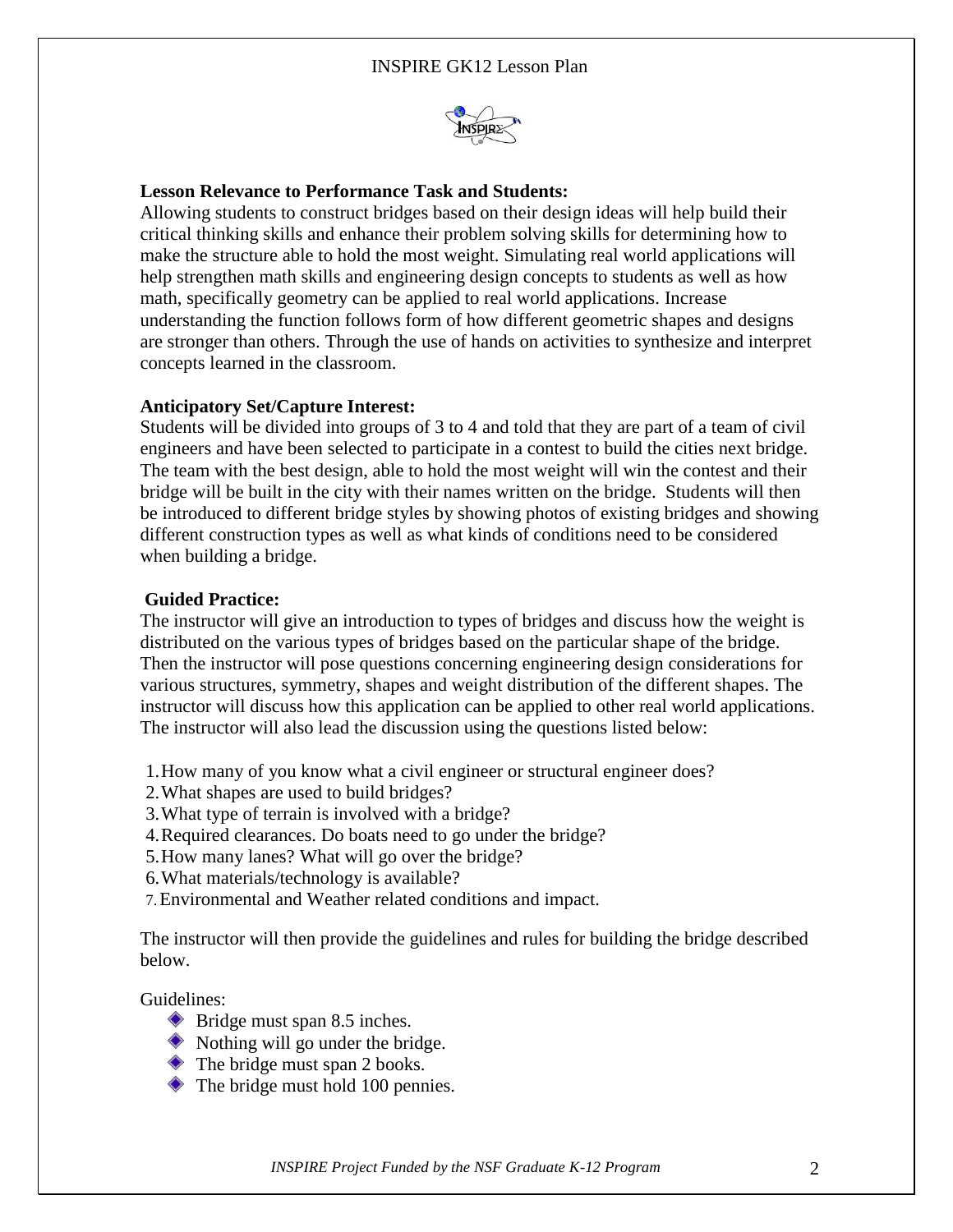**Lesson Relevance to Performance Task and Students:**

Allowing students to construct bridges based on their design ideas will help build their critical thinking skills and enhance their problem solving skills for determining how to make the structure able to hold the most weight. Simulating real world applications will help strengthen math skills and engineering design concepts to students as well as how math, specifically geometry can be applied to real world applications. Increase understanding the function follows form of how different geometric shapes and designs are stronger than others. Through the use of hands on activities to synthesize and interpret concepts learned in the classroom.

**Anticipatory Set/Capture Interest:**

Students will be divided into groups of 3 to 4 and told that they are part of a team of civil engineers and have been selected to participate in a contest to build the cities next bridge. The team with the best design, able to hold the most weight will win the contest and their bridge will be built in the city with their names written on the bridge. Students will then be introduced to different bridge styles by showing photos of existing bridges and showing different construction types as well as what kinds of conditions need to be considered when building a bridge.

**Guided Practice:**

The instructor will give an introduction to types of bridges and discuss how the weight is distributed on the various types of bridges based on the particular shape of the bridge. Then the instructor will pose questions concerning engineering design considerations for various structures, symmetry, shapes and weight distribution of the different shapes. The instructor will discuss how this application can be applied to other real world applications. The instructor will also lead the discussion using the questions listed below:

1. How many of you know what a civil engineer or structural engineer does?
2. What shapes are used to build bridges?
3. What type of terrain is involved with a bridge?
4. Required clearances. Do boats need to go under the bridge?
5. How many lanes? What will go over the bridge?
6. What materials/technology is available?
7. Environmental and Weather related conditions and impact.

The instructor will then provide the guidelines and rules for building the bridge described below.

Guidelines:

- Bridge must span 8.5 inches.
- Nothing will go under the bridge.
- The bridge must span 2 books.
- The bridge must hold 100 pennies.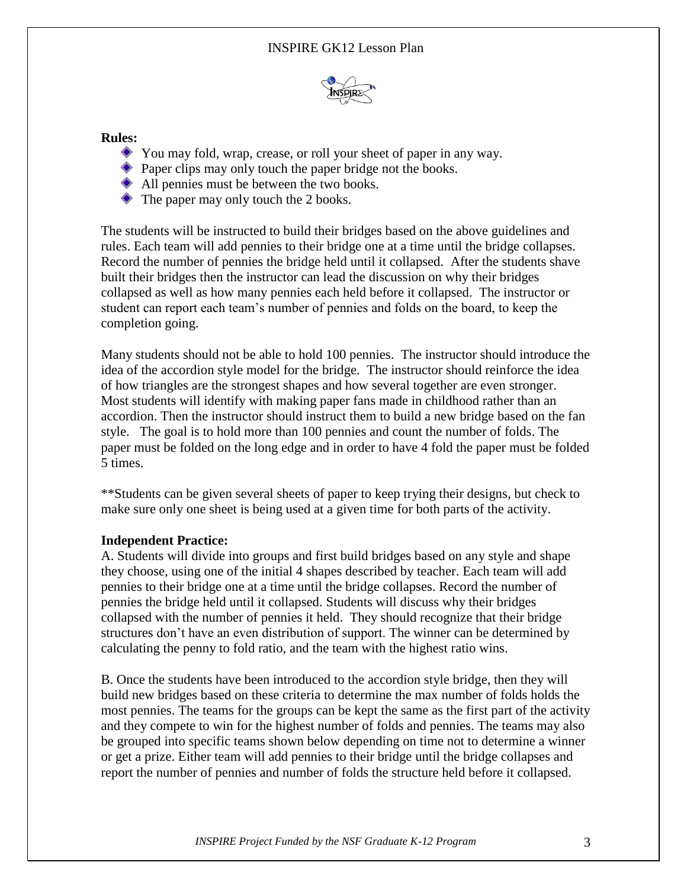**Rules:**

- You may fold, wrap, crease, or roll your sheet of paper in any way.
- Paper clips may only touch the paper bridge not the books.
- All pennies must be between the two books.
- The paper may only touch the 2 books.

The students will be instructed to build their bridges based on the above guidelines and rules. Each team will add pennies to their bridge one at a time until the bridge collapses. Record the number of pennies the bridge held until it collapsed. After the students shave built their bridges then the instructor can lead the discussion on why their bridges collapsed as well as how many pennies each held before it collapsed. The instructor or student can report each team's number of pennies and folds on the board, to keep the completion going.

Many students should not be able to hold 100 pennies. The instructor should introduce the idea of the accordion style model for the bridge. The instructor should reinforce the idea of how triangles are the strongest shapes and how several together are even stronger. Most students will identify with making paper fans made in childhood rather than an accordion. Then the instructor should instruct them to build a new bridge based on the fan style. The goal is to hold more than 100 pennies and count the number of folds. The paper must be folded on the long edge and in order to have 4 fold the paper must be folded 5 times.

**Students can be given several sheets of paper to keep trying their designs, but check to make sure only one sheet is being used at a given time for both parts of the activity.

**Independent Practice:**

A. Students will divide into groups and first build bridges based on any style and shape they choose, using one of the initial 4 shapes described by teacher. Each team will add pennies to their bridge one at a time until the bridge collapses. Record the number of pennies the bridge held until it collapsed. Students will discuss why their bridges collapsed with the number of pennies it held. They should recognize that their bridge structures don't have an even distribution of support. The winner can be determined by calculating the penny to fold ratio, and the team with the highest ratio wins.

B. Once the students have been introduced to the accordion style bridge, then they will build new bridges based on these criteria to determine the max number of folds holds the most pennies. The teams for the groups can be kept the same as the first part of the activity and they compete to win for the highest number of folds and pennies. The teams may also be grouped into specific teams shown below depending on time not to determine a winner or get a prize. Either team will add pennies to their bridge until the bridge collapses and report the number of pennies and number of folds the structure held before it collapsed.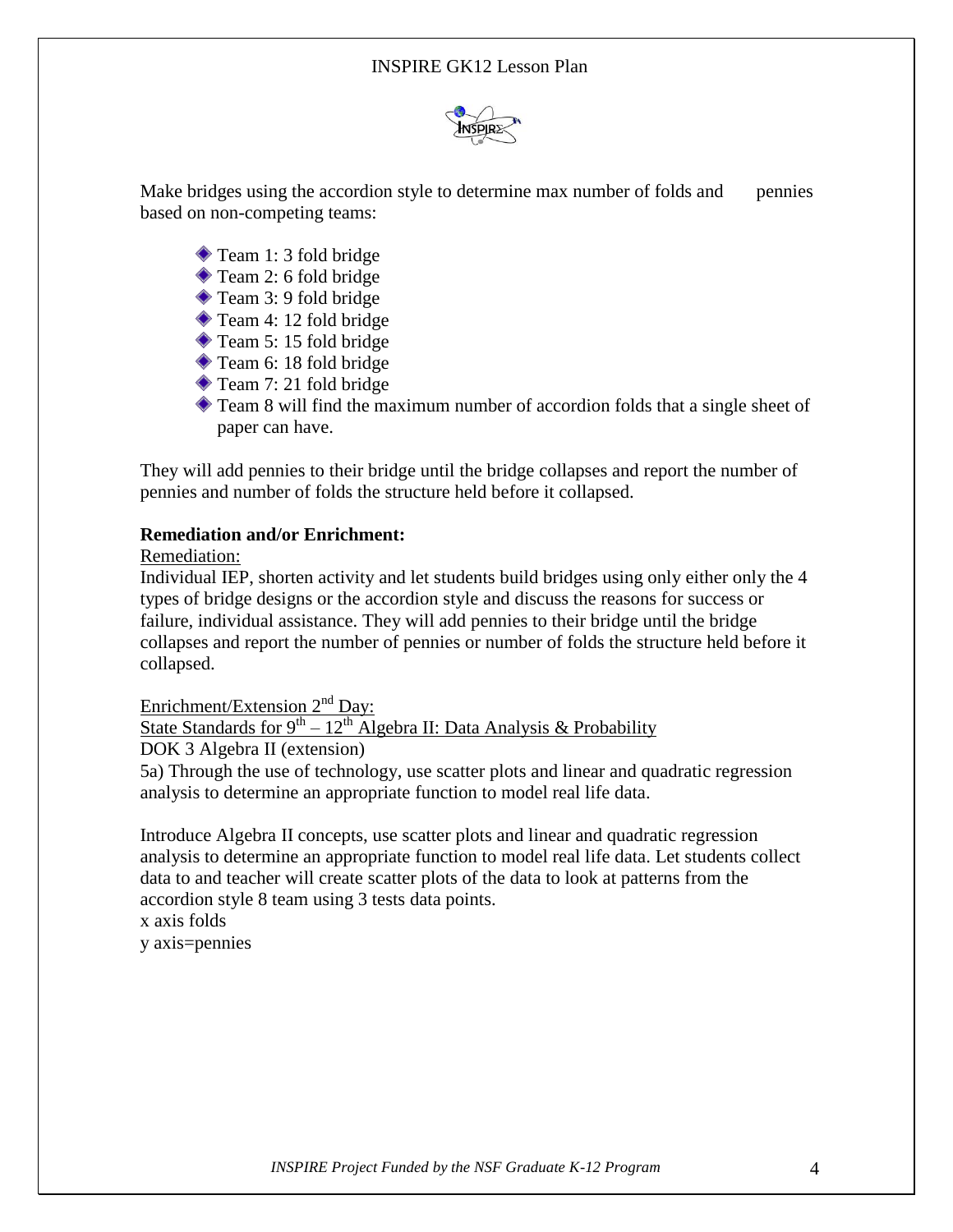Make bridges using the accordion style to determine max number of folds and pennies based on non-competing teams:

- Team 1: 3 fold bridge
- Team 2: 6 fold bridge
- Team 3: 9 fold bridge
- Team 4: 12 fold bridge
- Team 5: 15 fold bridge
- Team 6: 18 fold bridge
- Team 7: 21 fold bridge
- Team 8 will find the maximum number of accordion folds that a single sheet of paper can have.

They will add pennies to their bridge until the bridge collapses and report the number of pennies and number of folds the structure held before it collapsed.

**Remediation and/or Enrichment:**

Remediation:

Individual IEP, shorten activity and let students build bridges using only either only the 4 types of bridge designs or the accordion style and discuss the reasons for success or failure, individual assistance. They will add pennies to their bridge until the bridge collapses and report the number of pennies or number of folds the structure held before it collapsed.

Enrichment/Extension 2nd Day:

State Standards for 9th – 12th Algebra II: Data Analysis & Probability

DOK 3 Algebra II (extension)

5a) Through the use of technology, use scatter plots and linear and quadratic regression analysis to determine an appropriate function to model real life data.

Introduce Algebra II concepts, use scatter plots and linear and quadratic regression analysis to determine an appropriate function to model real life data. Let students collect data to and teacher will create scatter plots of the data to look at patterns from the accordion style 8 team using 3 tests data points.

x axis folds

y axis=pennies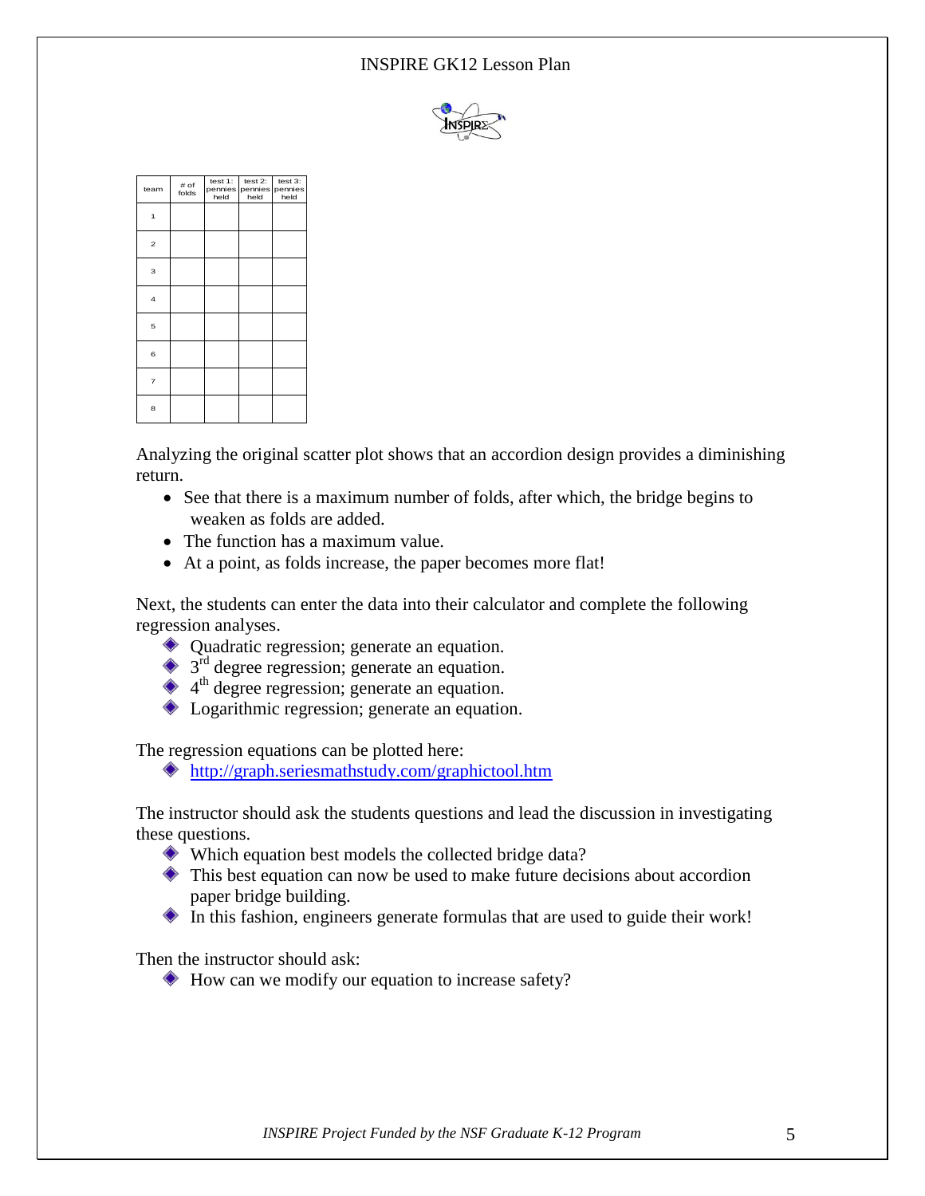| team | # of folds | test 1: pennies held | test 2: pennies held | test 3: pennies held |
|---|---|---|---|---|
| 1 | | | | |
| 2 | | | | |
| 3 | | | | |
| 4 | | | | |
| 5 | | | | |
| 6 | | | | |
| 7 | | | | |
| 8 | | | | |

Analyzing the original scatter plot shows that an accordion design provides a diminishing return.

- See that there is a maximum number of folds, after which, the bridge begins to weaken as folds are added.
- The function has a maximum value.
- At a point, as folds increase, the paper becomes more flat!

Next, the students can enter the data into their calculator and complete the following regression analyses.

- Quadratic regression; generate an equation.
- 3rd degree regression; generate an equation.
- 4th degree regression; generate an equation.
- Logarithmic regression; generate an equation.

The regression equations can be plotted here:

- http://graph.seriesmathstudy.com/graphictool.htm

The instructor should ask the students questions and lead the discussion in investigating these questions.

- Which equation best models the collected bridge data?
- This best equation can now be used to make future decisions about accordion paper bridge building.
- In this fashion, engineers generate formulas that are used to guide their work!

Then the instructor should ask:

- How can we modify our equation to increase safety?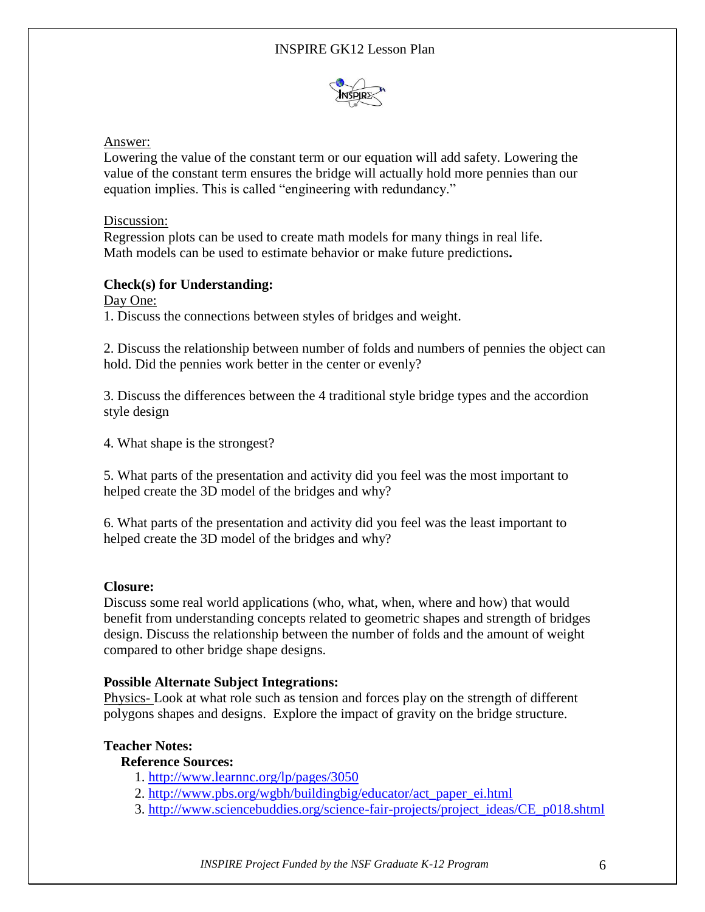Answer:

Lowering the value of the constant term or our equation will add safety. Lowering the value of the constant term ensures the bridge will actually hold more pennies than our equation implies. This is called "engineering with redundancy."

Discussion:

Regression plots can be used to create math models for many things in real life. Math models can be used to estimate behavior or make future predictions**.**

**Check(s) for Understanding:**

Day One:

1. Discuss the connections between styles of bridges and weight.

2. Discuss the relationship between number of folds and numbers of pennies the object can hold. Did the pennies work better in the center or evenly?

3. Discuss the differences between the 4 traditional style bridge types and the accordion style design

4. What shape is the strongest?

5. What parts of the presentation and activity did you feel was the most important to helped create the 3D model of the bridges and why?

6. What parts of the presentation and activity did you feel was the least important to helped create the 3D model of the bridges and why?

**Closure:**

Discuss some real world applications (who, what, when, where and how) that would benefit from understanding concepts related to geometric shapes and strength of bridges design. Discuss the relationship between the number of folds and the amount of weight compared to other bridge shape designs.

**Possible Alternate Subject Integrations:**

Physics- Look at what role such as tension and forces play on the strength of different polygons shapes and designs. Explore the impact of gravity on the bridge structure.

**Teacher Notes:**

**Reference Sources:**

1. http://www.learnnc.org/lp/pages/3050
2. http://www.pbs.org/wgbh/buildingbig/educator/act_paper_ei.html
3. http://www.sciencebuddies.org/science-fair-projects/project_ideas/CE_p018.shtml